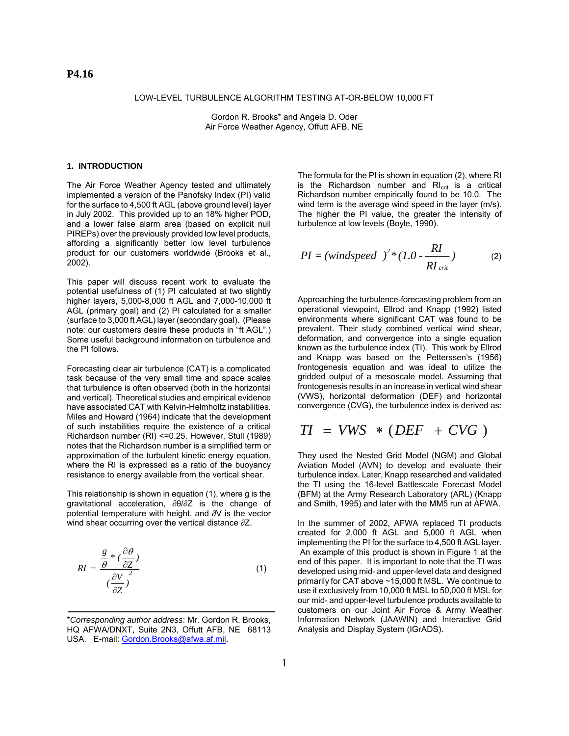**P4.16**

# LOW-LEVEL TURBULENCE ALGORITHM TESTING AT-OR-BELOW 10,000 FT

Gordon R. Brooks* and Angela D. Oder
Air Force Weather Agency, Offutt AFB, NE

## 1. INTRODUCTION

The Air Force Weather Agency tested and ultimately implemented a version of the Panofsky Index (PI) valid for the surface to 4,500 ft AGL (above ground level) layer in July 2002. This provided up to an 18% higher POD, and a lower false alarm area (based on explicit null PIREPs) over the previously provided low level products, affording a significantly better low level turbulence product for our customers worldwide (Brooks et al., 2002).

This paper will discuss recent work to evaluate the potential usefulness of (1) PI calculated at two slightly higher layers, 5,000-8,000 ft AGL and 7,000-10,000 ft AGL (primary goal) and (2) PI calculated for a smaller (surface to 3,000 ft AGL) layer (secondary goal). (Please note: our customers desire these products in "ft AGL".) Some useful background information on turbulence and the PI follows.

Forecasting clear air turbulence (CAT) is a complicated task because of the very small time and space scales that turbulence is often observed (both in the horizontal and vertical). Theoretical studies and empirical evidence have associated CAT with Kelvin-Helmholtz instabilities. Miles and Howard (1964) indicate that the development of such instabilities require the existence of a critical Richardson number (RI) <=0.25. However, Stull (1989) notes that the Richardson number is a simplified term or approximation of the turbulent kinetic energy equation, where the RI is expressed as a ratio of the buoyancy resistance to energy available from the vertical shear.

This relationship is shown in equation (1), where g is the gravitational acceleration, $\partial\theta/\partial Z$ is the change of potential temperature with height, and $\partial V$ is the vector wind shear occurring over the vertical distance $\partial Z$.

$$RI = \frac{\frac{g}{\theta} * (\frac{\partial \theta}{\partial Z})}{(\frac{\partial V}{\partial Z})^2} \qquad (1)$$

The formula for the PI is shown in equation (2), where RI is the Richardson number and $RI_{crit}$ is a critical Richardson number empirically found to be 10.0. The wind term is the average wind speed in the layer (m/s). The higher the PI value, the greater the intensity of turbulence at low levels (Boyle, 1990).

$$PI = (windspeed)^2 * (1.0 - \frac{RI}{RI_{crit}}) \qquad (2)$$

Approaching the turbulence-forecasting problem from an operational viewpoint, Ellrod and Knapp (1992) listed environments where significant CAT was found to be prevalent. Their study combined vertical wind shear, deformation, and convergence into a single equation known as the turbulence index (TI). This work by Ellrod and Knapp was based on the Petterssen's (1956) frontogenesis equation and was ideal to utilize the gridded output of a mesoscale model. Assuming that frontogenesis results in an increase in vertical wind shear (VWS), horizontal deformation (DEF) and horizontal convergence (CVG), the turbulence index is derived as:

$$TI = VWS * (DEF + CVG)$$

They used the Nested Grid Model (NGM) and Global Aviation Model (AVN) to develop and evaluate their turbulence index. Later, Knapp researched and validated the TI using the 16-level Battlescale Forecast Model (BFM) at the Army Research Laboratory (ARL) (Knapp and Smith, 1995) and later with the MM5 run at AFWA.

In the summer of 2002, AFWA replaced TI products created for 2,000 ft AGL and 5,000 ft AGL when implementing the PI for the surface to 4,500 ft AGL layer. An example of this product is shown in Figure 1 at the end of this paper. It is important to note that the TI was developed using mid- and upper-level data and designed primarily for CAT above ~15,000 ft MSL. We continue to use it exclusively from 10,000 ft MSL to 50,000 ft MSL for our mid- and upper-level turbulence products available to customers on our Joint Air Force & Army Weather Information Network (JAAWIN) and Interactive Grid Analysis and Display System (IGrADS).

---

**Corresponding author address*: Mr. Gordon R. Brooks, HQ AFWA/DNXT, Suite 2N3, Offutt AFB, NE 68113 USA. E-mail: Gordon.Brooks@afwa.af.mil.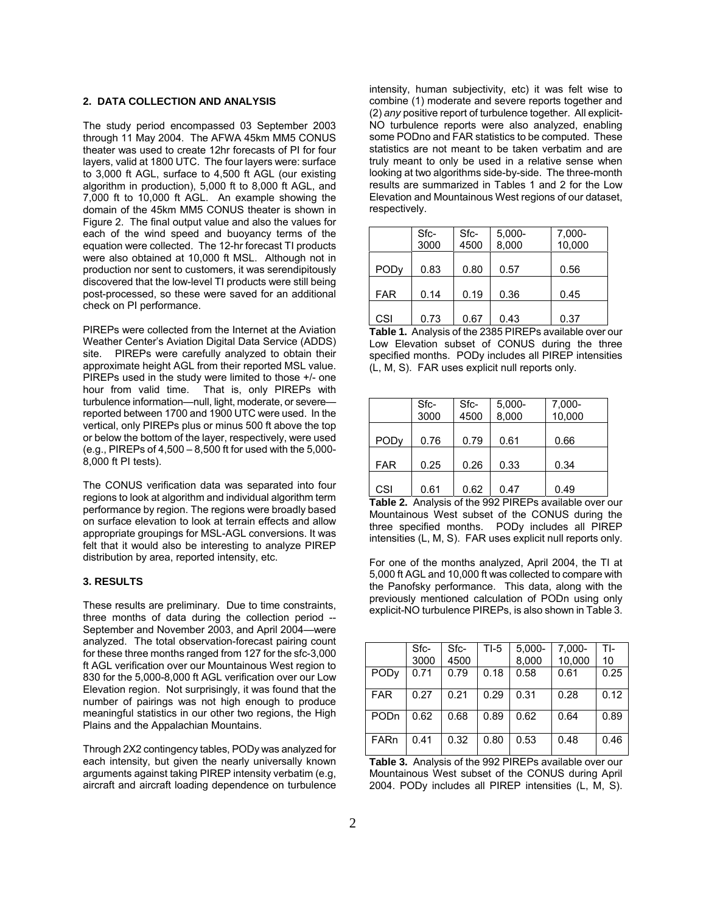## 2. DATA COLLECTION AND ANALYSIS

The study period encompassed 03 September 2003 through 11 May 2004. The AFWA 45km MM5 CONUS theater was used to create 12hr forecasts of PI for four layers, valid at 1800 UTC. The four layers were: surface to 3,000 ft AGL, surface to 4,500 ft AGL (our existing algorithm in production), 5,000 ft to 8,000 ft AGL, and 7,000 ft to 10,000 ft AGL. An example showing the domain of the 45km MM5 CONUS theater is shown in Figure 2. The final output value and also the values for each of the wind speed and buoyancy terms of the equation were collected. The 12-hr forecast TI products were also obtained at 10,000 ft MSL. Although not in production nor sent to customers, it was serendipitously discovered that the low-level TI products were still being post-processed, so these were saved for an additional check on PI performance.

PIREPs were collected from the Internet at the Aviation Weather Center's Aviation Digital Data Service (ADDS) site. PIREPs were carefully analyzed to obtain their approximate height AGL from their reported MSL value. PIREPs used in the study were limited to those +/- one hour from valid time. That is, only PIREPs with turbulence information—null, light, moderate, or severe—reported between 1700 and 1900 UTC were used. In the vertical, only PIREPs plus or minus 500 ft above the top or below the bottom of the layer, respectively, were used (e.g., PIREPs of 4,500 – 8,500 ft for used with the 5,000-8,000 ft PI tests).

The CONUS verification data was separated into four regions to look at algorithm and individual algorithm term performance by region. The regions were broadly based on surface elevation to look at terrain effects and allow appropriate groupings for MSL-AGL conversions. It was felt that it would also be interesting to analyze PIREP distribution by area, reported intensity, etc.

## 3. RESULTS

These results are preliminary. Due to time constraints, three months of data during the collection period -- September and November 2003, and April 2004—were analyzed. The total observation-forecast pairing count for these three months ranged from 127 for the sfc-3,000 ft AGL verification over our Mountainous West region to 830 for the 5,000-8,000 ft AGL verification over our Low Elevation region. Not surprisingly, it was found that the number of pairings was not high enough to produce meaningful statistics in our other two regions, the High Plains and the Appalachian Mountains.

Through 2X2 contingency tables, PODy was analyzed for each intensity, but given the nearly universally known arguments against taking PIREP intensity verbatim (e.g, aircraft and aircraft loading dependence on turbulence intensity, human subjectivity, etc) it was felt wise to combine (1) moderate and severe reports together and (2) *any* positive report of turbulence together. All explicit-NO turbulence reports were also analyzed, enabling some PODno and FAR statistics to be computed. These statistics are not meant to be taken verbatim and are truly meant to only be used in a relative sense when looking at two algorithms side-by-side. The three-month results are summarized in Tables 1 and 2 for the Low Elevation and Mountainous West regions of our dataset, respectively.

| | Sfc-3000 | Sfc-4500 | 5,000-8,000 | 7,000-10,000 |
|---|---|---|---|---|
| PODy | 0.83 | 0.80 | 0.57 | 0.56 |
| FAR | 0.14 | 0.19 | 0.36 | 0.45 |
| CSI | 0.73 | 0.67 | 0.43 | 0.37 |

**Table 1.** Analysis of the 2385 PIREPs available over our Low Elevation subset of CONUS during the three specified months. PODy includes all PIREP intensities (L, M, S). FAR uses explicit null reports only.

| | Sfc-3000 | Sfc-4500 | 5,000-8,000 | 7,000-10,000 |
|---|---|---|---|---|
| PODy | 0.76 | 0.79 | 0.61 | 0.66 |
| FAR | 0.25 | 0.26 | 0.33 | 0.34 |
| CSI | 0.61 | 0.62 | 0.47 | 0.49 |

**Table 2.** Analysis of the 992 PIREPs available over our Mountainous West subset of the CONUS during the three specified months. PODy includes all PIREP intensities (L, M, S). FAR uses explicit null reports only.

For one of the months analyzed, April 2004, the TI at 5,000 ft AGL and 10,000 ft was collected to compare with the Panofsky performance. This data, along with the previously mentioned calculation of PODn using only explicit-NO turbulence PIREPs, is also shown in Table 3.

| | Sfc-3000 | Sfc-4500 | TI-5 | 5,000-8,000 | 7,000-10,000 | TI-10 |
|---|---|---|---|---|---|---|
| PODy | 0.71 | 0.79 | 0.18 | 0.58 | 0.61 | 0.25 |
| FAR | 0.27 | 0.21 | 0.29 | 0.31 | 0.28 | 0.12 |
| PODn | 0.62 | 0.68 | 0.89 | 0.62 | 0.64 | 0.89 |
| FARn | 0.41 | 0.32 | 0.80 | 0.53 | 0.48 | 0.46 |

**Table 3.** Analysis of the 992 PIREPs available over our Mountainous West subset of the CONUS during April 2004. PODy includes all PIREP intensities (L, M, S).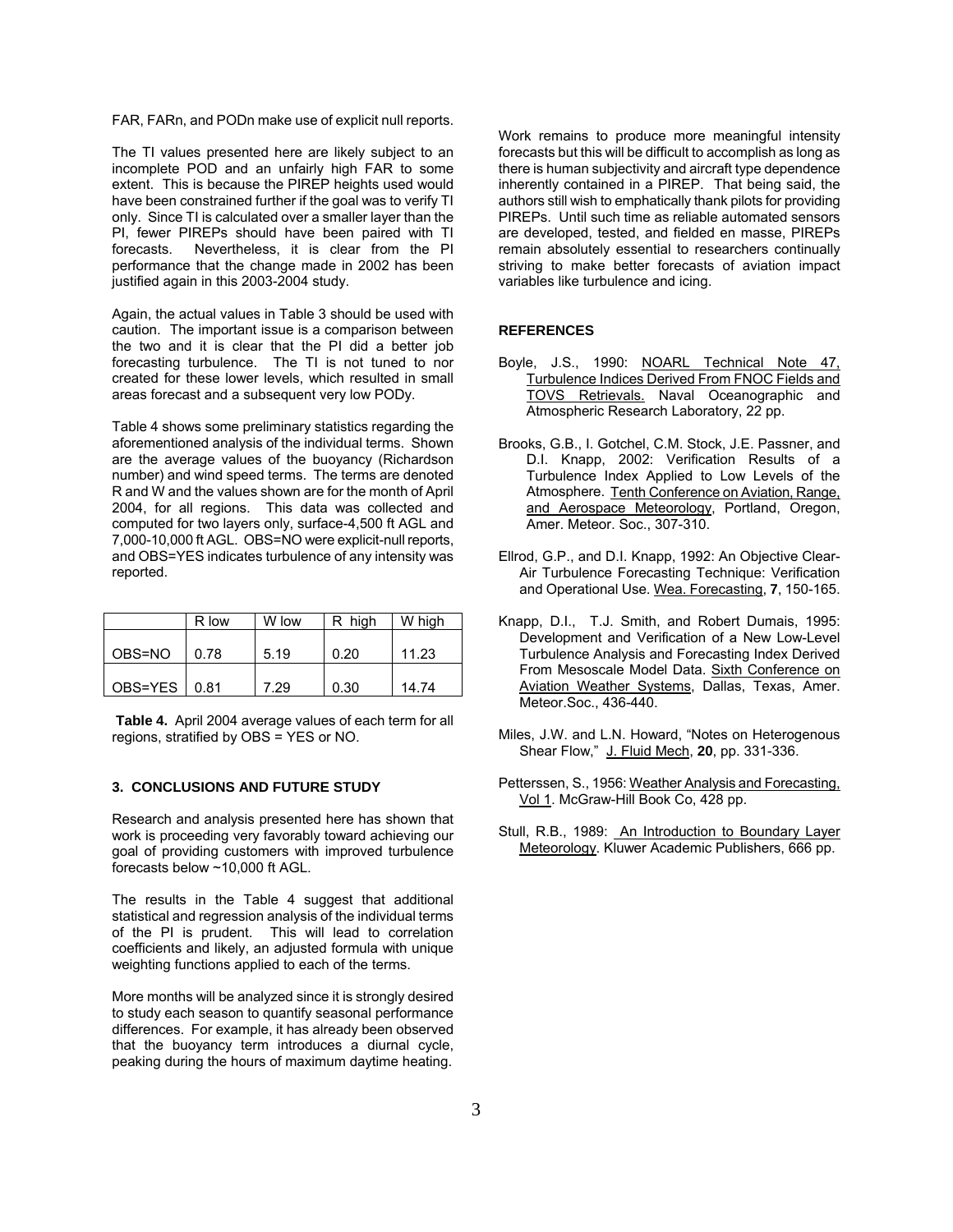FAR, FARn, and PODn make use of explicit null reports.

The TI values presented here are likely subject to an incomplete POD and an unfairly high FAR to some extent. This is because the PIREP heights used would have been constrained further if the goal was to verify TI only. Since TI is calculated over a smaller layer than the PI, fewer PIREPs should have been paired with TI forecasts. Nevertheless, it is clear from the PI performance that the change made in 2002 has been justified again in this 2003-2004 study.

Again, the actual values in Table 3 should be used with caution. The important issue is a comparison between the two and it is clear that the PI did a better job forecasting turbulence. The TI is not tuned to nor created for these lower levels, which resulted in small areas forecast and a subsequent very low PODy.

Table 4 shows some preliminary statistics regarding the aforementioned analysis of the individual terms. Shown are the average values of the buoyancy (Richardson number) and wind speed terms. The terms are denoted R and W and the values shown are for the month of April 2004, for all regions. This data was collected and computed for two layers only, surface-4,500 ft AGL and 7,000-10,000 ft AGL. OBS=NO were explicit-null reports, and OBS=YES indicates turbulence of any intensity was reported.

| | R low | W low | R high | W high |
|---|---|---|---|---|
| OBS=NO | 0.78 | 5.19 | 0.20 | 11.23 |
| OBS=YES | 0.81 | 7.29 | 0.30 | 14.74 |

**Table 4.** April 2004 average values of each term for all regions, stratified by OBS = YES or NO.

### 3. CONCLUSIONS AND FUTURE STUDY

Research and analysis presented here has shown that work is proceeding very favorably toward achieving our goal of providing customers with improved turbulence forecasts below ~10,000 ft AGL.

The results in the Table 4 suggest that additional statistical and regression analysis of the individual terms of the PI is prudent. This will lead to correlation coefficients and likely, an adjusted formula with unique weighting functions applied to each of the terms.

More months will be analyzed since it is strongly desired to study each season to quantify seasonal performance differences. For example, it has already been observed that the buoyancy term introduces a diurnal cycle, peaking during the hours of maximum daytime heating.

Work remains to produce more meaningful intensity forecasts but this will be difficult to accomplish as long as there is human subjectivity and aircraft type dependence inherently contained in a PIREP. That being said, the authors still wish to emphatically thank pilots for providing PIREPs. Until such time as reliable automated sensors are developed, tested, and fielded en masse, PIREPs remain absolutely essential to researchers continually striving to make better forecasts of aviation impact variables like turbulence and icing.

### REFERENCES

Boyle, J.S., 1990: NOARL Technical Note 47, Turbulence Indices Derived From FNOC Fields and TOVS Retrievals. Naval Oceanographic and Atmospheric Research Laboratory, 22 pp.

Brooks, G.B., I. Gotchel, C.M. Stock, J.E. Passner, and D.I. Knapp, 2002: Verification Results of a Turbulence Index Applied to Low Levels of the Atmosphere. Tenth Conference on Aviation, Range, and Aerospace Meteorology, Portland, Oregon, Amer. Meteor. Soc., 307-310.

Ellrod, G.P., and D.I. Knapp, 1992: An Objective Clear-Air Turbulence Forecasting Technique: Verification and Operational Use. Wea. Forecasting, **7**, 150-165.

Knapp, D.I., T.J. Smith, and Robert Dumais, 1995: Development and Verification of a New Low-Level Turbulence Analysis and Forecasting Index Derived From Mesoscale Model Data. Sixth Conference on Aviation Weather Systems, Dallas, Texas, Amer. Meteor.Soc., 436-440.

Miles, J.W. and L.N. Howard, "Notes on Heterogenous Shear Flow," J. Fluid Mech, **20**, pp. 331-336.

Petterssen, S., 1956: Weather Analysis and Forecasting, Vol 1. McGraw-Hill Book Co, 428 pp.

Stull, R.B., 1989: An Introduction to Boundary Layer Meteorology. Kluwer Academic Publishers, 666 pp.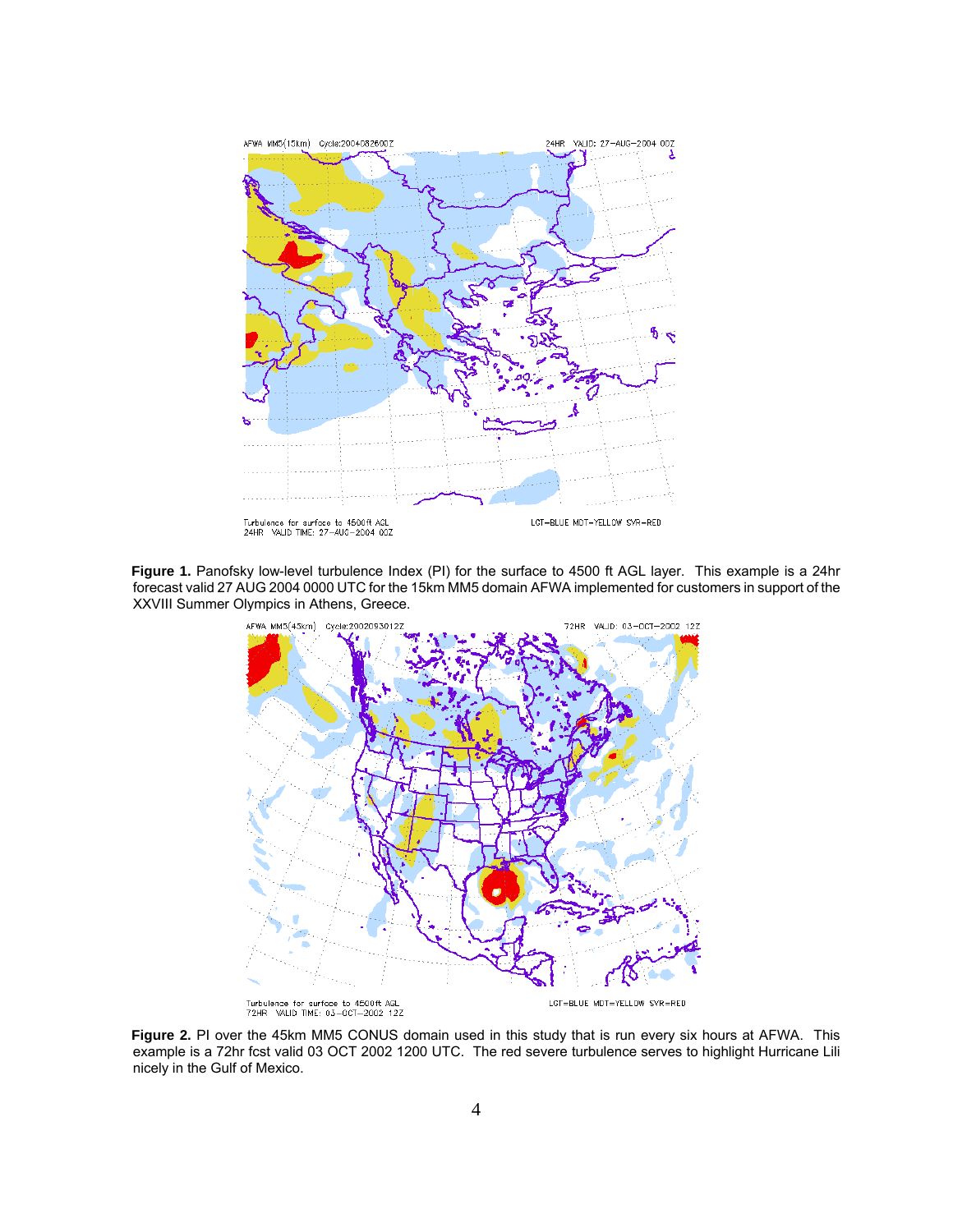AFWA MM5(15km) Cycle:2004082600Z

24HR VALID: 27-AUG-2004 00Z

Turbulence for surface to 4500ft AGL

24HR VALID TIME: 27-AUG-2004 00Z

LGT=BLUE MDT=YELLOW SVR=RED

**Figure 1.** Panofsky low-level turbulence Index (PI) for the surface to 4500 ft AGL layer. This example is a 24hr forecast valid 27 AUG 2004 0000 UTC for the 15km MM5 domain AFWA implemented for customers in support of the XXVIII Summer Olympics in Athens, Greece.

AFWA MM5(45km) Cycle:2002093012Z

72HR VALID: 03-OCT-2002 12Z

Turbulence for surface to 4500ft AGL

72HR VALID TIME: 03-OCT-2002 12Z

LGT=BLUE MDT=YELLOW SVR=RED

**Figure 2.** PI over the 45km MM5 CONUS domain used in this study that is run every six hours at AFWA. This example is a 72hr fcst valid 03 OCT 2002 1200 UTC. The red severe turbulence serves to highlight Hurricane Lili nicely in the Gulf of Mexico.